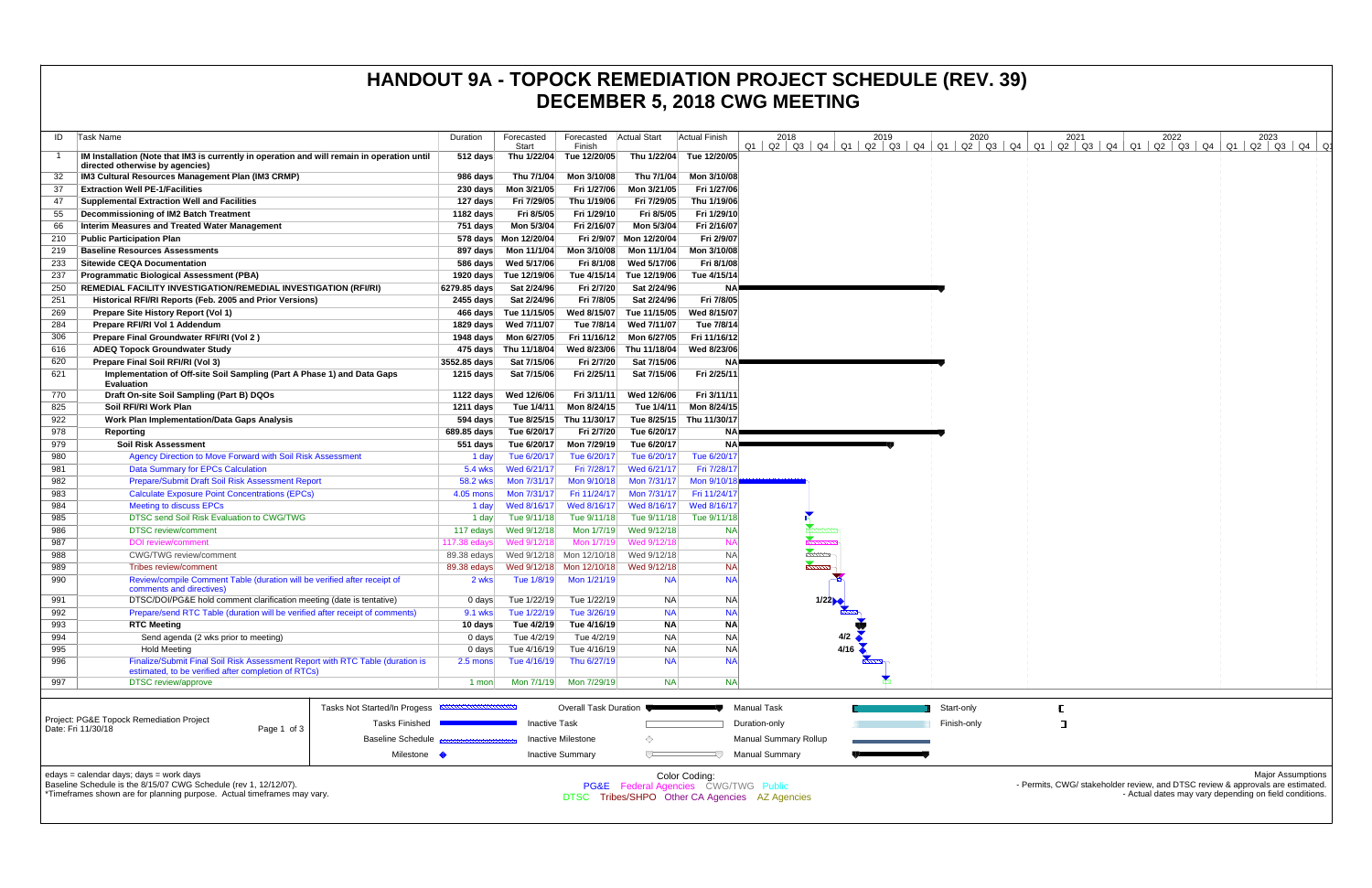# HANDOUT 9A - TOPOCK REMEDIATION PROJECT SCHEDULE (REV. 39)
# DECEMBER 5, 2018 CWG MEETING

| ID | Task Name | Duration | Forecasted Start | Forecasted Finish | Actual Start | Actual Finish |
|---|---|---|---|---|---|---|
| 1 | **IM Installation (Note that IM3 is currently in operation and will remain in operation until directed otherwise by agencies)** | **512 days** | **Thu 1/22/04** | **Tue 12/20/05** | **Thu 1/22/04** | **Tue 12/20/05** |
| 32 | **IM3 Cultural Resources Management Plan (IM3 CRMP)** | **986 days** | **Thu 7/1/04** | **Mon 3/10/08** | **Thu 7/1/04** | **Mon 3/10/08** |
| 37 | **Extraction Well PE-1/Facilities** | **230 days** | **Mon 3/21/05** | **Fri 1/27/06** | **Mon 3/21/05** | **Fri 1/27/06** |
| 47 | **Supplemental Extraction Well and Facilities** | **127 days** | **Fri 7/29/05** | **Thu 1/19/06** | **Fri 7/29/05** | **Thu 1/19/06** |
| 55 | **Decommissioning of IM2 Batch Treatment** | **1182 days** | **Fri 8/5/05** | **Fri 1/29/10** | **Fri 8/5/05** | **Fri 1/29/10** |
| 66 | **Interim Measures and Treated Water Management** | **751 days** | **Mon 5/3/04** | **Fri 2/16/07** | **Mon 5/3/04** | **Fri 2/16/07** |
| 210 | **Public Participation Plan** | **578 days** | **Mon 12/20/04** | **Fri 2/9/07** | **Mon 12/20/04** | **Fri 2/9/07** |
| 219 | **Baseline Resources Assessments** | **897 days** | **Mon 11/1/04** | **Mon 3/10/08** | **Mon 11/1/04** | **Mon 3/10/08** |
| 233 | **Sitewide CEQA Documentation** | **586 days** | **Wed 5/17/06** | **Fri 8/1/08** | **Wed 5/17/06** | **Fri 8/1/08** |
| 237 | **Programmatic Biological Assessment (PBA)** | **1920 days** | **Tue 12/19/06** | **Tue 4/15/14** | **Tue 12/19/06** | **Tue 4/15/14** |
| 250 | **REMEDIAL FACILITY INVESTIGATION/REMEDIAL INVESTIGATION (RFI/RI)** | **6279.85 days** | **Sat 2/24/96** | **Fri 2/7/20** | **Sat 2/24/96** | **NA** |
| 251 | **Historical RFI/RI Reports (Feb. 2005 and Prior Versions)** | **2455 days** | **Sat 2/24/96** | **Fri 7/8/05** | **Sat 2/24/96** | **Fri 7/8/05** |
| 269 | **Prepare Site History Report (Vol 1)** | **466 days** | **Tue 11/15/05** | **Wed 8/15/07** | **Tue 11/15/05** | **Wed 8/15/07** |
| 284 | **Prepare RFI/RI Vol 1 Addendum** | **1829 days** | **Wed 7/11/07** | **Tue 7/8/14** | **Wed 7/11/07** | **Tue 7/8/14** |
| 306 | **Prepare Final Groundwater RFI/RI (Vol 2 )** | **1948 days** | **Mon 6/27/05** | **Fri 11/16/12** | **Mon 6/27/05** | **Fri 11/16/12** |
| 616 | **ADEQ Topock Groundwater Study** | **475 days** | **Thu 11/18/04** | **Wed 8/23/06** | **Thu 11/18/04** | **Wed 8/23/06** |
| 620 | **Prepare Final Soil RFI/RI (Vol 3)** | **3552.85 days** | **Sat 7/15/06** | **Fri 2/7/20** | **Sat 7/15/06** | **NA** |
| 621 | **Implementation of Off-site Soil Sampling (Part A Phase 1) and Data Gaps Evaluation** | **1215 days** | **Sat 7/15/06** | **Fri 2/25/11** | **Sat 7/15/06** | **Fri 2/25/11** |
| 770 | **Draft On-site Soil Sampling (Part B) DQOs** | **1122 days** | **Wed 12/6/06** | **Fri 3/11/11** | **Wed 12/6/06** | **Fri 3/11/11** |
| 825 | **Soil RFI/RI Work Plan** | **1211 days** | **Tue 1/4/11** | **Mon 8/24/15** | **Tue 1/4/11** | **Mon 8/24/15** |
| 922 | **Work Plan Implementation/Data Gaps Analysis** | **594 days** | **Tue 8/25/15** | **Thu 11/30/17** | **Tue 8/25/15** | **Thu 11/30/17** |
| 978 | **Reporting** | **689.85 days** | **Tue 6/20/17** | **Fri 2/7/20** | **Tue 6/20/17** | **NA** |
| 979 | **Soil Risk Assessment** | **551 days** | **Tue 6/20/17** | **Mon 7/29/19** | **Tue 6/20/17** | **NA** |
| 980 | Agency Direction to Move Forward with Soil Risk Assessment | 1 day | Tue 6/20/17 | Tue 6/20/17 | Tue 6/20/17 | Tue 6/20/17 |
| 981 | Data Summary for EPCs Calculation | 5.4 wks | Wed 6/21/17 | Fri 7/28/17 | Wed 6/21/17 | Fri 7/28/17 |
| 982 | Prepare/Submit Draft Soil Risk Assessment Report | 58.2 wks | Mon 7/31/17 | Mon 9/10/18 | Mon 7/31/17 | Mon 9/10/18 |
| 983 | Calculate Exposure Point Concentrations (EPCs) | 4.05 mons | Mon 7/31/17 | Fri 11/24/17 | Mon 7/31/17 | Fri 11/24/17 |
| 984 | Meeting to discuss EPCs | 1 day | Wed 8/16/17 | Wed 8/16/17 | Wed 8/16/17 | Wed 8/16/17 |
| 985 | DTSC send Soil Risk Evaluation to CWG/TWG | 1 day | Tue 9/11/18 | Tue 9/11/18 | Tue 9/11/18 | Tue 9/11/18 |
| 986 | DTSC review/comment | 117 edays | Wed 9/12/18 | Mon 1/7/19 | Wed 9/12/18 | NA |
| 987 | DOI review/comment | 117.38 edays | Wed 9/12/18 | Mon 1/7/19 | Wed 9/12/18 | NA |
| 988 | CWG/TWG review/comment | 89.38 edays | Wed 9/12/18 | Mon 12/10/18 | Wed 9/12/18 | NA |
| 989 | Tribes review/comment | 89.38 edays | Wed 9/12/18 | Mon 12/10/18 | Wed 9/12/18 | NA |
| 990 | Review/compile Comment Table (duration will be verified after receipt of comments and directives) | 2 wks | Tue 1/8/19 | Mon 1/21/19 | NA | NA |
| 991 | DTSC/DOI/PG&E hold comment clarification meeting (date is tentative) | 0 days | Tue 1/22/19 | Tue 1/22/19 | NA | NA |
| 992 | Prepare/send RTC Table (duration will be verified after receipt of comments) | 9.1 wks | Tue 1/22/19 | Tue 3/26/19 | NA | NA |
| 993 | **RTC Meeting** | **10 days** | **Tue 4/2/19** | **Tue 4/16/19** | **NA** | **NA** |
| 994 | Send agenda (2 wks prior to meeting) | 0 days | Tue 4/2/19 | Tue 4/2/19 | NA | NA |
| 995 | Hold Meeting | 0 days | Tue 4/16/19 | Tue 4/16/19 | NA | NA |
| 996 | Finalize/Submit Final Soil Risk Assessment Report with RTC Table (duration is estimated, to be verified after completion of RTCs) | 2.5 mons | Tue 4/16/19 | Thu 6/27/19 | NA | NA |
| 997 | DTSC review/approve | 1 mon | Mon 7/1/19 | Mon 7/29/19 | NA | NA |

Project: PG&E Topock Remediation Project
Date: Fri 11/30/18

Legend: Tasks Not Started/In Progess; Tasks Finished; Baseline Schedule; Milestone; Overall Task Duration; Inactive Task; Inactive Milestone; Inactive Summary; Manual Task; Duration-only; Manual Summary Rollup; Manual Summary; Start-only; Finish-only

edays = calendar days; days = work days
Baseline Schedule is the 8/15/07 CWG Schedule (rev 1, 12/12/07).
*Timeframes shown are for planning purpose. Actual timeframes may vary.

Color Coding:
PG&E  Federal Agencies  CWG/TWG  Public
DTSC  Tribes/SHPO  Other CA Agencies  AZ Agencies

Major Assumptions
- Permits, CWG/ stakeholder review, and DTSC review & approvals are estimated.
- Actual dates may vary depending on field conditions.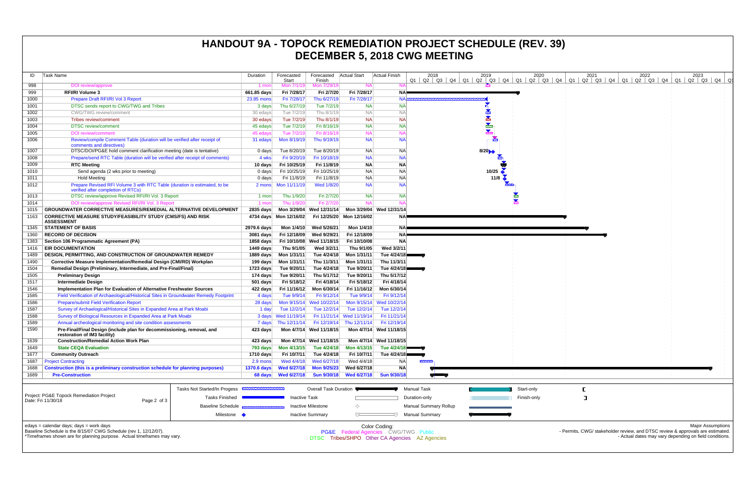# HANDOUT 9A - TOPOCK REMEDIATION PROJECT SCHEDULE (REV. 39)
# DECEMBER 5, 2018 CWG MEETING

| ID | Task Name | Duration | Forecasted Start | Forecasted Finish | Actual Start | Actual Finish |
|---|---|---|---|---|---|---|
| 998 | DOI review/approve | 1 mon | Mon 7/1/19 | Mon 7/29/19 | NA | NA |
| 999 | **RFI/RI Volume 3** | **661.85 days** | **Fri 7/28/17** | **Fri 2/7/20** | **Fri 7/28/17** | **NA** |
| 1000 | Prepare Draft RFI/RI Vol 3 Report | 23.85 mons | Fri 7/28/17 | Thu 6/27/19 | Fri 7/28/17 | NA |
| 1001 | DTSC sends report to CWG/TWG and Tribes | 3 days | Thu 6/27/19 | Tue 7/2/19 | NA | NA |
| 1002 | CWG/TWG review/comment | 30 edays | Tue 7/2/19 | Thu 8/1/19 | NA | NA |
| 1003 | Tribes review/comment | 30 edays | Tue 7/2/19 | Thu 8/1/19 | NA | NA |
| 1004 | DTSC review/comment | 45 edays | Tue 7/2/19 | Fri 8/16/19 | NA | NA |
| 1005 | DOI review/comment | 45 edays | Tue 7/2/19 | Fri 8/16/19 | NA | NA |
| 1006 | Review/compile Comment Table (duration will be verified after receipt of comments and directives) | 31 edays | Mon 8/19/19 | Thu 9/19/19 | NA | NA |
| 1007 | DTSC/DOI/PG&E hold comment clarification meeting (date is tentative) | 0 days | Tue 8/20/19 | Tue 8/20/19 | NA | NA |
| 1008 | Prepare/send RTC Table (duration will be verified after receipt of comments) | 4 wks | Fri 9/20/19 | Fri 10/18/19 | NA | NA |
| 1009 | **RTC Meeting** | **10 days** | **Fri 10/25/19** | **Fri 11/8/19** | **NA** | **NA** |
| 1010 | Send agenda (2 wks prior to meeting) | 0 days | Fri 10/25/19 | Fri 10/25/19 | NA | NA |
| 1011 | Hold Meeting | 0 days | Fri 11/8/19 | Fri 11/8/19 | NA | NA |
| 1012 | Prepare Revised RFI Volume 3 with RTC Table (duration is estimated, to be verified after completion of RTCs) | 2 mons | Mon 11/11/19 | Wed 1/8/20 | NA | NA |
| 1013 | DTSC review/approve Revised RFI/RI Vol. 3 Report | 1 mon | Thu 1/9/20 | Fri 2/7/20 | NA | NA |
| 1014 | DOI review/approve Revised RFI/RI Vol. 3 Report | 1 mon | Thu 1/9/20 | Fri 2/7/20 | NA | NA |
| 1015 | **GROUNDWATER CORRECTIVE MEASURES/REMEDIAL ALTERNATIVE DEVELOPMENT** | **2835 days** | **Mon 3/29/04** | **Wed 12/31/14** | **Mon 3/29/04** | **Wed 12/31/14** |
| 1163 | **CORRECTIVE MEASURE STUDY/FEASIBILITY STUDY (CMS/FS) AND RISK ASSESSMENT** | **4734 days** | **Mon 12/16/02** | **Fri 12/25/20** | **Mon 12/16/02** | **NA** |
| 1345 | **STATEMENT OF BASIS** | **2979.6 days** | **Mon 1/4/10** | **Wed 5/26/21** | **Mon 1/4/10** | **NA** |
| 1360 | **RECORD OF DECISION** | **3081 days** | **Fri 12/18/09** | **Wed 9/29/21** | **Fri 12/18/09** | **NA** |
| 1383 | **Section 106 Programmatic Agreement (PA)** | **1858 days** | **Fri 10/10/08** | **Wed 11/18/15** | **Fri 10/10/08** | **NA** |
| 1416 | **EIR DOCUMENTATION** | **1449 days** | **Thu 9/1/05** | **Wed 3/2/11** | **Thu 9/1/05** | **Wed 3/2/11** |
| 1489 | **DESIGN, PERMITTING, AND CONSTRUCTION OF GROUNDWATER REMEDY** | **1889 days** | **Mon 1/31/11** | **Tue 4/24/18** | **Mon 1/31/11** | **Tue 4/24/18** |
| 1490 | **Corrective Measure Implementation/Remedial Design (CMI/RD) Workplan** | **199 days** | **Mon 1/31/11** | **Thu 11/3/11** | **Mon 1/31/11** | **Thu 11/3/11** |
| 1504 | **Remedial Design (Preliminary, Intermediate, and Pre-Final/Final)** | **1723 days** | **Tue 9/20/11** | **Tue 4/24/18** | **Tue 9/20/11** | **Tue 4/24/18** |
| 1505 | **Preliminary Design** | **174 days** | **Tue 9/20/11** | **Thu 5/17/12** | **Tue 9/20/11** | **Thu 5/17/12** |
| 1517 | **Intermediate Design** | **501 days** | **Fri 5/18/12** | **Fri 4/18/14** | **Fri 5/18/12** | **Fri 4/18/14** |
| 1546 | **Implementation Plan for Evaluation of Alternative Freshwater Sources** | **422 days** | **Fri 11/16/12** | **Mon 6/30/14** | **Fri 11/16/12** | **Mon 6/30/14** |
| 1585 | Field Verification of Archaeological/Historical Sites in Groundwater Remedy Footprint | 4 days | Tue 9/9/14 | Fri 9/12/14 | Tue 9/9/14 | Fri 9/12/14 |
| 1586 | Prepare/submit Field Verification Report | 28 days | Mon 9/15/14 | Wed 10/22/14 | Mon 9/15/14 | Wed 10/22/14 |
| 1587 | Survey of Archaeological/Historical Sites in Expanded Area at Park Moabi | 1 day | Tue 12/2/14 | Tue 12/2/14 | Tue 12/2/14 | Tue 12/2/14 |
| 1588 | Survey of Biological Resources in Expanded Area at Park Moabi | 3 days | Wed 11/19/14 | Fri 11/21/14 | Wed 11/19/14 | Fri 11/21/14 |
| 1589 | Annual archeological monitoring and site condition assessments | 7 days | Thu 12/11/14 | Fri 12/19/14 | Thu 12/11/14 | Fri 12/19/14 |
| 1590 | **Pre-Final/Final Design (include plan for decommissioning, removal, and restoration of IM3 facility)** | **423 days** | **Mon 4/7/14** | **Wed 11/18/15** | **Mon 4/7/14** | **Wed 11/18/15** |
| 1639 | **Construction/Remedial Action Work Plan** | **423 days** | **Mon 4/7/14** | **Wed 11/18/15** | **Mon 4/7/14** | **Wed 11/18/15** |
| 1649 | **State CEQA Evaluation** | **793 days** | **Mon 4/13/15** | **Tue 4/24/18** | **Mon 4/13/15** | **Tue 4/24/18** |
| 1677 | **Community Outreach** | **1710 days** | **Fri 10/7/11** | **Tue 4/24/18** | **Fri 10/7/11** | **Tue 4/24/18** |
| 1687 | Project Contracting | 2.9 mons | Wed 4/4/18 | Wed 6/27/18 | Wed 4/4/18 | NA |
| 1688 | **Construction (this is a preliminary construction schedule for planning purposes)** | **1370.6 days** | **Wed 6/27/18** | **Mon 9/25/23** | **Wed 6/27/18** | **NA** |
| 1689 | **Pre-Construction** | **68 days** | **Wed 6/27/18** | **Sun 9/30/18** | **Wed 6/27/18** | **Sun 9/30/18** |

Gantt milestone labels: 8/20, 10/25, 11/8

Project: PG&E Topock Remediation Project
Date: Fri 11/30/18

Legend: Tasks Not Started/In Progess; Tasks Finished; Baseline Schedule; Milestone; Overall Task Duration; Inactive Task; Inactive Milestone; Inactive Summary; Manual Task; Duration-only; Manual Summary Rollup; Manual Summary; Start-only; Finish-only

edays = calendar days; days = work days
Baseline Schedule is the 8/15/07 CWG Schedule (rev 1, 12/12/07).
*Timeframes shown are for planning purpose. Actual timeframes may vary.

Color Coding:
PG&E Federal Agencies CWG/TWG Public
DTSC Tribes/SHPO Other CA Agencies AZ Agencies

Major Assumptions
- Permits, CWG/ stakeholder review, and DTSC review & approvals are estimated.
- Actual dates may vary depending on field conditions.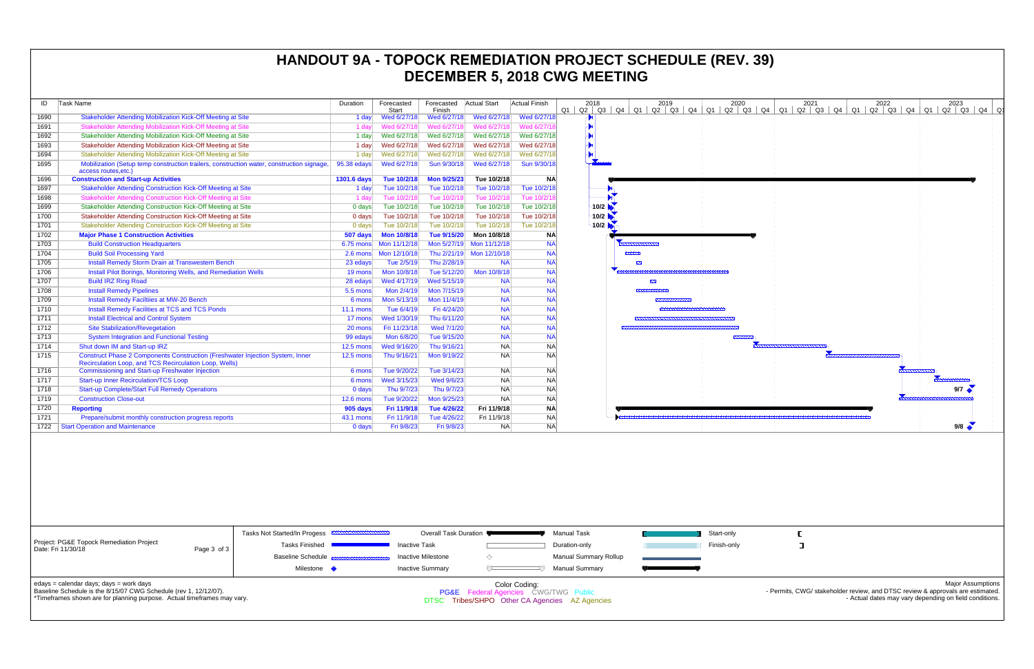# HANDOUT 9A - TOPOCK REMEDIATION PROJECT SCHEDULE (REV. 39)
## DECEMBER 5, 2018 CWG MEETING

| ID | Task Name | Duration | Forecasted Start | Forecasted Finish | Actual Start | Actual Finish |
|---|---|---|---|---|---|---|
| 1690 | Stakeholder Attending Mobilization Kick-Off Meeting at Site | 1 day | Wed 6/27/18 | Wed 6/27/18 | Wed 6/27/18 | Wed 6/27/18 |
| 1691 | Stakeholder Attending Mobilization Kick-Off Meeting at Site | 1 day | Wed 6/27/18 | Wed 6/27/18 | Wed 6/27/18 | Wed 6/27/18 |
| 1692 | Stakeholder Attending Mobilization Kick-Off Meeting at Site | 1 day | Wed 6/27/18 | Wed 6/27/18 | Wed 6/27/18 | Wed 6/27/18 |
| 1693 | Stakeholder Attending Mobilization Kick-Off Meeting at Site | 1 day | Wed 6/27/18 | Wed 6/27/18 | Wed 6/27/18 | Wed 6/27/18 |
| 1694 | Stakeholder Attending Mobilization Kick-Off Meeting at Site | 1 day | Wed 6/27/18 | Wed 6/27/18 | Wed 6/27/18 | Wed 6/27/18 |
| 1695 | Mobilization (Setup temp construction trailers, construction water, construction signage, access routes,etc.) | 95.38 edays | Wed 6/27/18 | Sun 9/30/18 | Wed 6/27/18 | Sun 9/30/18 |
| 1696 | **Construction and Start-up Activities** | **1301.6 days** | **Tue 10/2/18** | **Mon 9/25/23** | **Tue 10/2/18** | **NA** |
| 1697 | Stakeholder Attending Construction Kick-Off Meeting at Site | 1 day | Tue 10/2/18 | Tue 10/2/18 | Tue 10/2/18 | Tue 10/2/18 |
| 1698 | Stakeholder Attending Construction Kick-Off Meeting at Site | 1 day | Tue 10/2/18 | Tue 10/2/18 | Tue 10/2/18 | Tue 10/2/18 |
| 1699 | Stakeholder Attending Construction Kick-Off Meeting at Site | 0 days | Tue 10/2/18 | Tue 10/2/18 | Tue 10/2/18 | Tue 10/2/18 |
| 1700 | Stakeholder Attending Construction Kick-Off Meeting at Site | 0 days | Tue 10/2/18 | Tue 10/2/18 | Tue 10/2/18 | Tue 10/2/18 |
| 1701 | Stakeholder Attending Construction Kick-Off Meeting at Site | 0 days | Tue 10/2/18 | Tue 10/2/18 | Tue 10/2/18 | Tue 10/2/18 |
| 1702 | **Major Phase 1 Construction Activities** | **507 days** | **Mon 10/8/18** | **Tue 9/15/20** | **Mon 10/8/18** | **NA** |
| 1703 | Build Construction Headquarters | 6.75 mons | Mon 11/12/18 | Mon 5/27/19 | Mon 11/12/18 | NA |
| 1704 | Build Soil Processing Yard | 2.6 mons | Mon 12/10/18 | Thu 2/21/19 | Mon 12/10/18 | NA |
| 1705 | Install Remedy Storm Drain at Transwestern Bench | 23 edays | Tue 2/5/19 | Thu 2/28/19 | NA | NA |
| 1706 | Install Pilot Borings, Monitoring Wells, and Remediation Wells | 19 mons | Mon 10/8/18 | Tue 5/12/20 | Mon 10/8/18 | NA |
| 1707 | Build IRZ Ring Road | 28 edays | Wed 4/17/19 | Wed 5/15/19 | NA | NA |
| 1708 | Install Remedy Pipelines | 5.5 mons | Mon 2/4/19 | Mon 7/15/19 | NA | NA |
| 1709 | Install Remedy Facilities at MW-20 Bench | 6 mons | Mon 5/13/19 | Mon 11/4/19 | NA | NA |
| 1710 | Install Remedy Facilities at TCS and TCS Ponds | 11.1 mons | Tue 6/4/19 | Fri 4/24/20 | NA | NA |
| 1711 | Install Electrical and Control System | 17 mons | Wed 1/30/19 | Thu 6/11/20 | NA | NA |
| 1712 | Site Stabilization/Revegetation | 20 mons | Fri 11/23/18 | Wed 7/1/20 | NA | NA |
| 1713 | System Integration and Functional Testing | 99 edays | Mon 6/8/20 | Tue 9/15/20 | NA | NA |
| 1714 | Shut down IM and Start-up IRZ | 12.5 mons | Wed 9/16/20 | Thu 9/16/21 | NA | NA |
| 1715 | Construct Phase 2 Components Construction (Freshwater Injection System, Inner Recirculation Loop, and TCS Recirculation Loop, Wells) | 12.5 mons | Thu 9/16/21 | Mon 9/19/22 | NA | NA |
| 1716 | Commissioning and Start-up Freshwater Injection | 6 mons | Tue 9/20/22 | Tue 3/14/23 | NA | NA |
| 1717 | Start-up Inner Recirculation/TCS Loop | 6 mons | Wed 3/15/23 | Wed 9/6/23 | NA | NA |
| 1718 | Start-up Complete/Start Full Remedy Operations | 0 days | Thu 9/7/23 | Thu 9/7/23 | NA | NA |
| 1719 | Construction Close-out | 12.6 mons | Tue 9/20/22 | Mon 9/25/23 | NA | NA |
| 1720 | **Reporting** | **905 days** | **Fri 11/9/18** | **Tue 4/26/22** | **Fri 11/9/18** | **NA** |
| 1721 | Prepare/submit monthly construction progress reports | 43.1 mons | Fri 11/9/18 | Tue 4/26/22 | Fri 11/9/18 | NA |
| 1722 | Start Operation and Maintenance | 0 days | Fri 9/8/23 | Fri 9/8/23 | NA | NA |

2018 | 2019 | 2020 | 2021 | 2022 | 2023

Q1 | Q2 | Q3 | Q4

10/2

10/2

10/2

9/7

9/8

Project: PG&E Topock Remediation Project
Date: Fri 11/30/18

Tasks Not Started/In Progess | Tasks Finished | Baseline Schedule | Milestone | Overall Task Duration | Inactive Task | Inactive Milestone | Inactive Summary | Manual Task | Duration-only | Manual Summary Rollup | Manual Summary | Start-only | Finish-only

edays = calendar days; days = work days
Baseline Schedule is the 8/15/07 CWG Schedule (rev 1, 12/12/07).
*Timeframes shown are for planning purpose. Actual timeframes may vary.

Color Coding:
PG&E Federal Agencies CWG/TWG Public
DTSC Tribes/SHPO Other CA Agencies AZ Agencies

Major Assumptions
- Permits, CWG/ stakeholder review, and DTSC review & approvals are estimated.
- Actual dates may vary depending on field conditions.